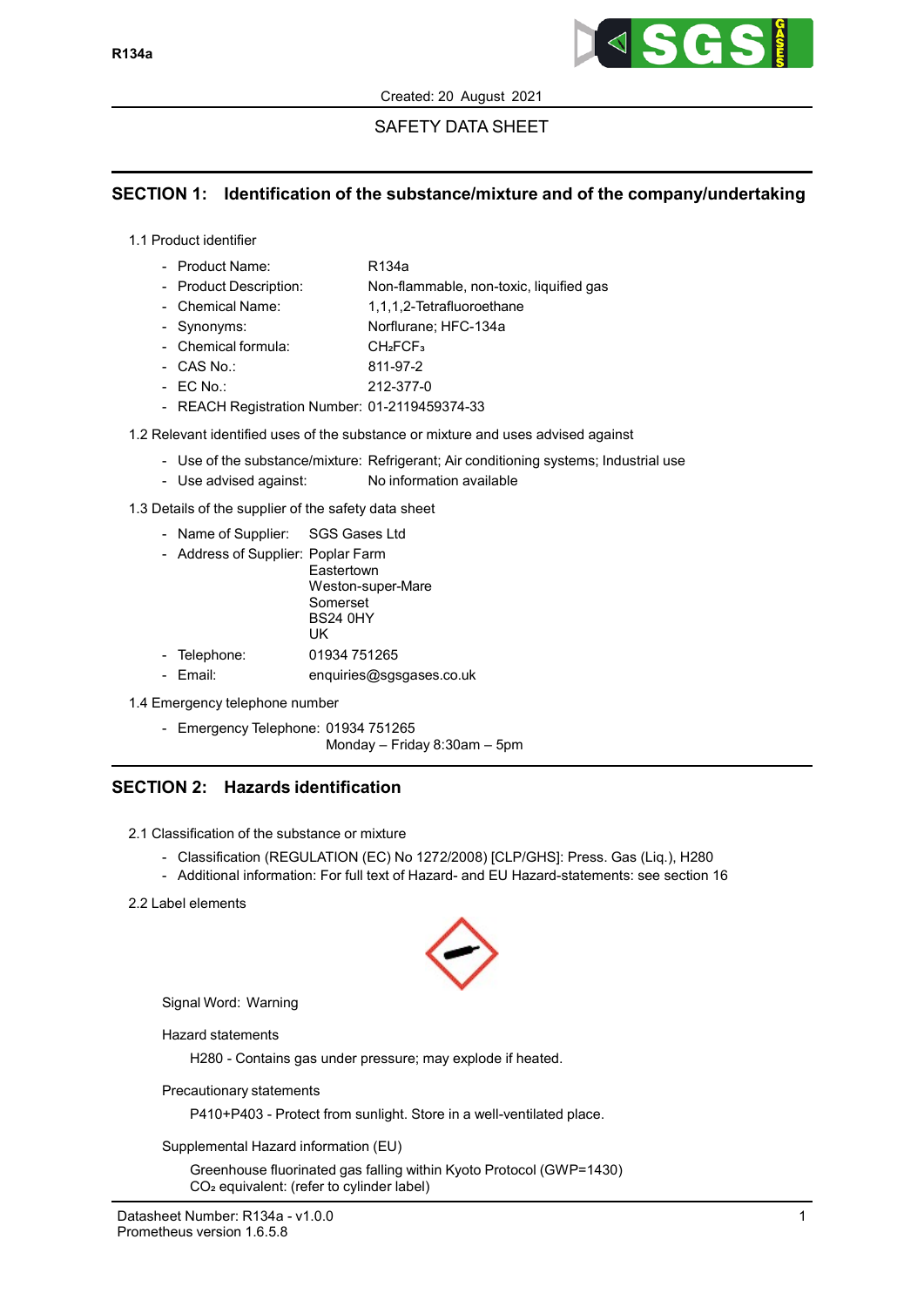Created: 20 August 2021

SAFETY DATA SHEET

## SECTION 1: Identification of the substance/mixture and of the company/undertaking

1.1 Product identifier

- Product Name: R134a
- Product Description: Non-flammable, non-toxic, liquified gas
- Chemical Name: 1,1,1,2-Tetrafluoroethane
- Synonyms: Norflurane; HFC-134a
- Chemical formula: $CH_2FCF_3$
- CAS No.: 811-97-2
- EC No.: 212-377-0
- REACH Registration Number: 01-2119459374-33

1.2 Relevant identified uses of the substance or mixture and uses advised against

- Use of the substance/mixture: Refrigerant; Air conditioning systems; Industrial use
- Use advised against: No information available

1.3 Details of the supplier of the safety data sheet

- Name of Supplier: SGS Gases Ltd
- Address of Supplier: Poplar Farm
  Eastertown
  Weston-super-Mare
  Somerset
  BS24 0HY
  UK
- Telephone: 01934 751265
- Email: enquiries@sgsgases.co.uk

1.4 Emergency telephone number

- Emergency Telephone: 01934 751265
  Monday – Friday 8:30am – 5pm

## SECTION 2: Hazards identification

2.1 Classification of the substance or mixture

- Classification (REGULATION (EC) No 1272/2008) [CLP/GHS]: Press. Gas (Liq.), H280
- Additional information: For full text of Hazard- and EU Hazard-statements: see section 16

2.2 Label elements

Signal Word: Warning

Hazard statements

H280 - Contains gas under pressure; may explode if heated.

Precautionary statements

P410+P403 - Protect from sunlight. Store in a well-ventilated place.

Supplemental Hazard information (EU)

Greenhouse fluorinated gas falling within Kyoto Protocol (GWP=1430)
$CO_2$ equivalent: (refer to cylinder label)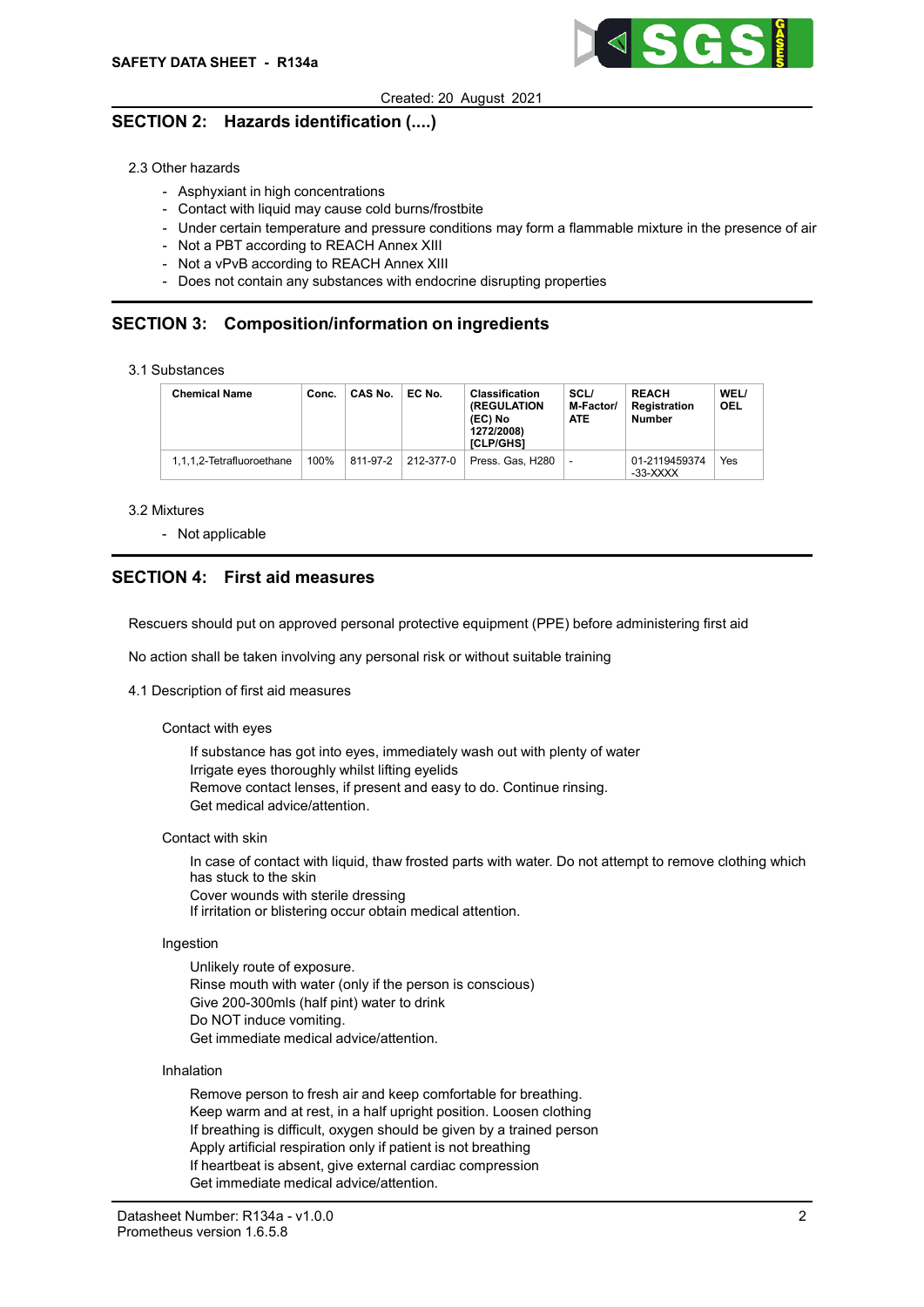## SECTION 2: Hazards identification (....)

2.3 Other hazards

- Asphyxiant in high concentrations
- Contact with liquid may cause cold burns/frostbite
- Under certain temperature and pressure conditions may form a flammable mixture in the presence of air
- Not a PBT according to REACH Annex XIII
- Not a vPvB according to REACH Annex XIII
- Does not contain any substances with endocrine disrupting properties

## SECTION 3: Composition/information on ingredients

3.1 Substances

| Chemical Name | Conc. | CAS No. | EC No. | Classification (REGULATION (EC) No 1272/2008) [CLP/GHS] | SCL/ M-Factor/ ATE | REACH Registration Number | WEL/ OEL |
|---|---|---|---|---|---|---|---|
| 1,1,1,2-Tetrafluoroethane | 100% | 811-97-2 | 212-377-0 | Press. Gas, H280 | - | 01-2119459374 -33-XXXX | Yes |

3.2 Mixtures

- Not applicable

## SECTION 4: First aid measures

Rescuers should put on approved personal protective equipment (PPE) before administering first aid

No action shall be taken involving any personal risk or without suitable training

4.1 Description of first aid measures

Contact with eyes

If substance has got into eyes, immediately wash out with plenty of water
Irrigate eyes thoroughly whilst lifting eyelids
Remove contact lenses, if present and easy to do. Continue rinsing.
Get medical advice/attention.

Contact with skin

In case of contact with liquid, thaw frosted parts with water. Do not attempt to remove clothing which has stuck to the skin
Cover wounds with sterile dressing
If irritation or blistering occur obtain medical attention.

Ingestion

Unlikely route of exposure.
Rinse mouth with water (only if the person is conscious)
Give 200-300mls (half pint) water to drink
Do NOT induce vomiting.
Get immediate medical advice/attention.

Inhalation

Remove person to fresh air and keep comfortable for breathing.
Keep warm and at rest, in a half upright position. Loosen clothing
If breathing is difficult, oxygen should be given by a trained person
Apply artificial respiration only if patient is not breathing
If heartbeat is absent, give external cardiac compression
Get immediate medical advice/attention.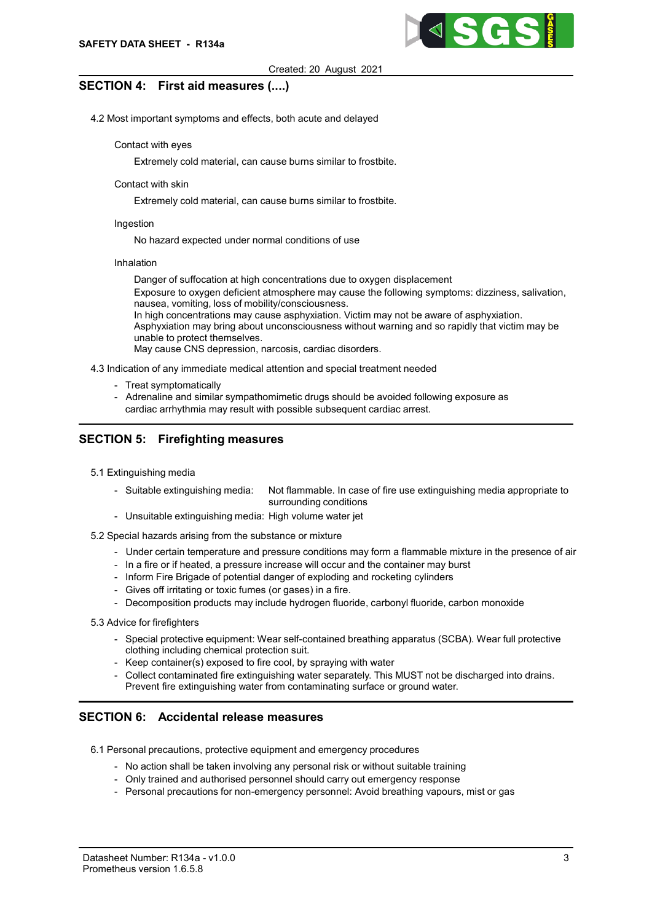## SECTION 4: First aid measures (....)

4.2 Most important symptoms and effects, both acute and delayed

Contact with eyes

Extremely cold material, can cause burns similar to frostbite.

Contact with skin

Extremely cold material, can cause burns similar to frostbite.

Ingestion

No hazard expected under normal conditions of use

Inhalation

Danger of suffocation at high concentrations due to oxygen displacement
Exposure to oxygen deficient atmosphere may cause the following symptoms: dizziness, salivation, nausea, vomiting, loss of mobility/consciousness.
In high concentrations may cause asphyxiation. Victim may not be aware of asphyxiation.
Asphyxiation may bring about unconsciousness without warning and so rapidly that victim may be unable to protect themselves.
May cause CNS depression, narcosis, cardiac disorders.

4.3 Indication of any immediate medical attention and special treatment needed

- Treat symptomatically
- Adrenaline and similar sympathomimetic drugs should be avoided following exposure as cardiac arrhythmia may result with possible subsequent cardiac arrest.

## SECTION 5: Firefighting measures

5.1 Extinguishing media

- Suitable extinguishing media: Not flammable. In case of fire use extinguishing media appropriate to surrounding conditions
- Unsuitable extinguishing media: High volume water jet

5.2 Special hazards arising from the substance or mixture

- Under certain temperature and pressure conditions may form a flammable mixture in the presence of air
- In a fire or if heated, a pressure increase will occur and the container may burst
- Inform Fire Brigade of potential danger of exploding and rocketing cylinders
- Gives off irritating or toxic fumes (or gases) in a fire.
- Decomposition products may include hydrogen fluoride, carbonyl fluoride, carbon monoxide

5.3 Advice for firefighters

- Special protective equipment: Wear self-contained breathing apparatus (SCBA). Wear full protective clothing including chemical protection suit.
- Keep container(s) exposed to fire cool, by spraying with water
- Collect contaminated fire extinguishing water separately. This MUST not be discharged into drains. Prevent fire extinguishing water from contaminating surface or ground water.

## SECTION 6: Accidental release measures

6.1 Personal precautions, protective equipment and emergency procedures

- No action shall be taken involving any personal risk or without suitable training
- Only trained and authorised personnel should carry out emergency response
- Personal precautions for non-emergency personnel: Avoid breathing vapours, mist or gas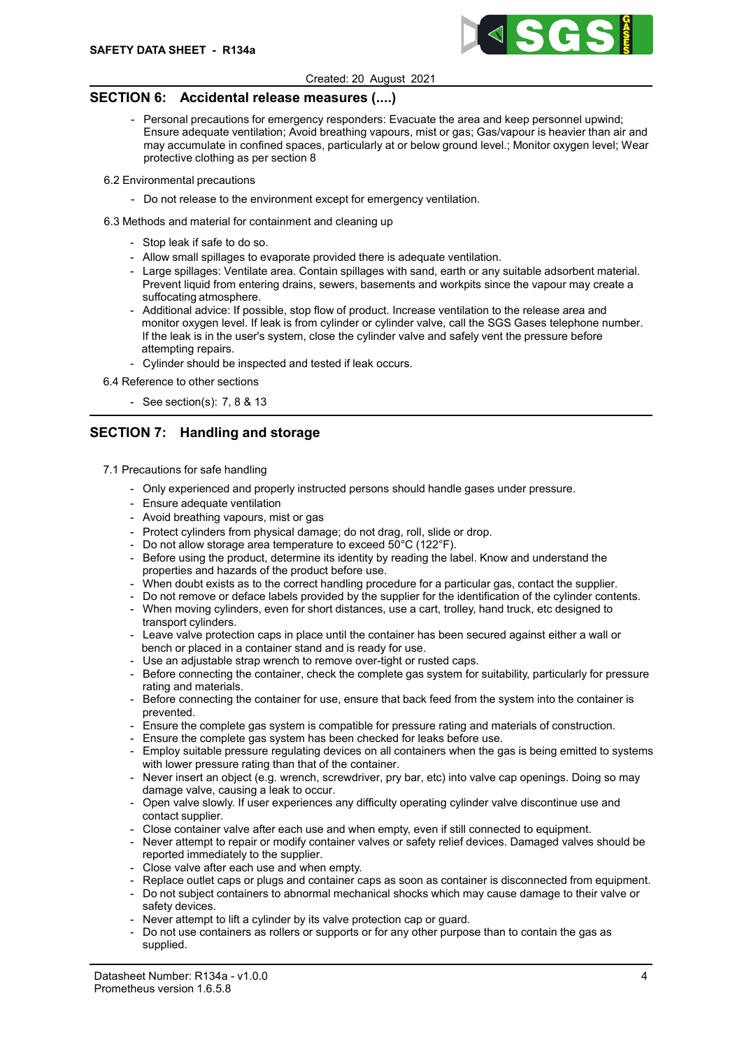## SECTION 6: Accidental release measures (....)

- Personal precautions for emergency responders: Evacuate the area and keep personnel upwind; Ensure adequate ventilation; Avoid breathing vapours, mist or gas; Gas/vapour is heavier than air and may accumulate in confined spaces, particularly at or below ground level.; Monitor oxygen level; Wear protective clothing as per section 8

6.2 Environmental precautions

- Do not release to the environment except for emergency ventilation.

6.3 Methods and material for containment and cleaning up

- Stop leak if safe to do so.
- Allow small spillages to evaporate provided there is adequate ventilation.
- Large spillages: Ventilate area. Contain spillages with sand, earth or any suitable adsorbent material. Prevent liquid from entering drains, sewers, basements and workpits since the vapour may create a suffocating atmosphere.
- Additional advice: If possible, stop flow of product. Increase ventilation to the release area and monitor oxygen level. If leak is from cylinder or cylinder valve, call the SGS Gases telephone number. If the leak is in the user's system, close the cylinder valve and safely vent the pressure before attempting repairs.
- Cylinder should be inspected and tested if leak occurs.

6.4 Reference to other sections

- See section(s): 7, 8 & 13

## SECTION 7: Handling and storage

7.1 Precautions for safe handling

- Only experienced and properly instructed persons should handle gases under pressure.
- Ensure adequate ventilation
- Avoid breathing vapours, mist or gas
- Protect cylinders from physical damage; do not drag, roll, slide or drop.
- Do not allow storage area temperature to exceed 50°C (122°F).
- Before using the product, determine its identity by reading the label. Know and understand the properties and hazards of the product before use.
- When doubt exists as to the correct handling procedure for a particular gas, contact the supplier.
- Do not remove or deface labels provided by the supplier for the identification of the cylinder contents.
- When moving cylinders, even for short distances, use a cart, trolley, hand truck, etc designed to transport cylinders.
- Leave valve protection caps in place until the container has been secured against either a wall or bench or placed in a container stand and is ready for use.
- Use an adjustable strap wrench to remove over-tight or rusted caps.
- Before connecting the container, check the complete gas system for suitability, particularly for pressure rating and materials.
- Before connecting the container for use, ensure that back feed from the system into the container is prevented.
- Ensure the complete gas system is compatible for pressure rating and materials of construction.
- Ensure the complete gas system has been checked for leaks before use.
- Employ suitable pressure regulating devices on all containers when the gas is being emitted to systems with lower pressure rating than that of the container.
- Never insert an object (e.g. wrench, screwdriver, pry bar, etc) into valve cap openings. Doing so may damage valve, causing a leak to occur.
- Open valve slowly. If user experiences any difficulty operating cylinder valve discontinue use and contact supplier.
- Close container valve after each use and when empty, even if still connected to equipment.
- Never attempt to repair or modify container valves or safety relief devices. Damaged valves should be reported immediately to the supplier.
- Close valve after each use and when empty.
- Replace outlet caps or plugs and container caps as soon as container is disconnected from equipment.
- Do not subject containers to abnormal mechanical shocks which may cause damage to their valve or safety devices.
- Never attempt to lift a cylinder by its valve protection cap or guard.
- Do not use containers as rollers or supports or for any other purpose than to contain the gas as supplied.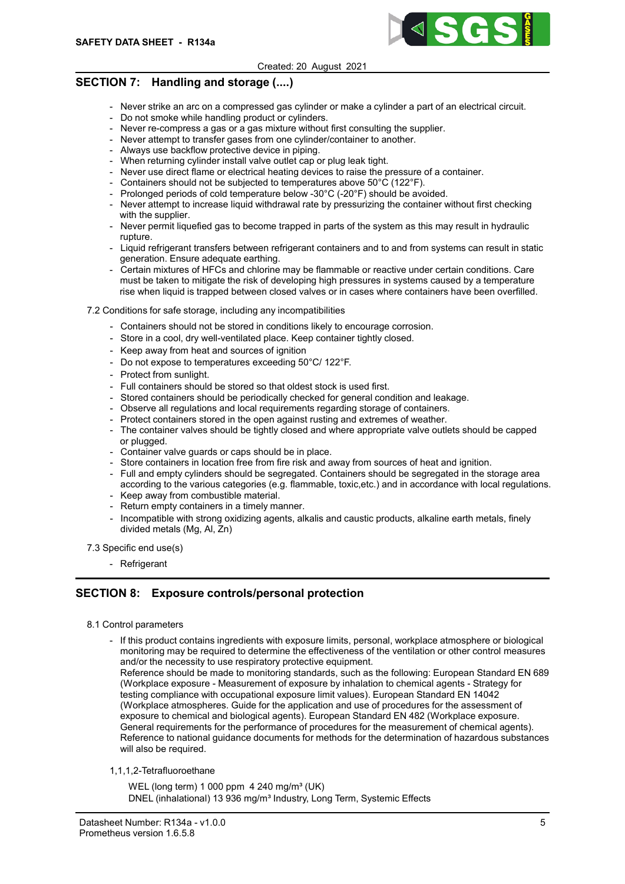## SECTION 7: Handling and storage (....)

- Never strike an arc on a compressed gas cylinder or make a cylinder a part of an electrical circuit.
- Do not smoke while handling product or cylinders.
- Never re-compress a gas or a gas mixture without first consulting the supplier.
- Never attempt to transfer gases from one cylinder/container to another.
- Always use backflow protective device in piping.
- When returning cylinder install valve outlet cap or plug leak tight.
- Never use direct flame or electrical heating devices to raise the pressure of a container.
- Containers should not be subjected to temperatures above 50°C (122°F).
- Prolonged periods of cold temperature below -30°C (-20°F) should be avoided.
- Never attempt to increase liquid withdrawal rate by pressurizing the container without first checking with the supplier.
- Never permit liquefied gas to become trapped in parts of the system as this may result in hydraulic rupture.
- Liquid refrigerant transfers between refrigerant containers and to and from systems can result in static generation. Ensure adequate earthing.
- Certain mixtures of HFCs and chlorine may be flammable or reactive under certain conditions. Care must be taken to mitigate the risk of developing high pressures in systems caused by a temperature rise when liquid is trapped between closed valves or in cases where containers have been overfilled.

7.2 Conditions for safe storage, including any incompatibilities

- Containers should not be stored in conditions likely to encourage corrosion.
- Store in a cool, dry well-ventilated place. Keep container tightly closed.
- Keep away from heat and sources of ignition
- Do not expose to temperatures exceeding 50°C/ 122°F.
- Protect from sunlight.
- Full containers should be stored so that oldest stock is used first.
- Stored containers should be periodically checked for general condition and leakage.
- Observe all regulations and local requirements regarding storage of containers.
- Protect containers stored in the open against rusting and extremes of weather.
- The container valves should be tightly closed and where appropriate valve outlets should be capped or plugged.
- Container valve guards or caps should be in place.
- Store containers in location free from fire risk and away from sources of heat and ignition.
- Full and empty cylinders should be segregated. Containers should be segregated in the storage area according to the various categories (e.g. flammable, toxic,etc.) and in accordance with local regulations.
- Keep away from combustible material.
- Return empty containers in a timely manner.
- Incompatible with strong oxidizing agents, alkalis and caustic products, alkaline earth metals, finely divided metals (Mg, Al, Zn)

7.3 Specific end use(s)

- Refrigerant

## SECTION 8: Exposure controls/personal protection

8.1 Control parameters

- If this product contains ingredients with exposure limits, personal, workplace atmosphere or biological monitoring may be required to determine the effectiveness of the ventilation or other control measures and/or the necessity to use respiratory protective equipment.
  Reference should be made to monitoring standards, such as the following: European Standard EN 689 (Workplace exposure - Measurement of exposure by inhalation to chemical agents - Strategy for testing compliance with occupational exposure limit values). European Standard EN 14042 (Workplace atmospheres. Guide for the application and use of procedures for the assessment of exposure to chemical and biological agents). European Standard EN 482 (Workplace exposure. General requirements for the performance of procedures for the measurement of chemical agents). Reference to national guidance documents for methods for the determination of hazardous substances will also be required.

1,1,1,2-Tetrafluoroethane

WEL (long term) 1 000 ppm 4 240 mg/m³ (UK)
DNEL (inhalational) 13 936 mg/m³ Industry, Long Term, Systemic Effects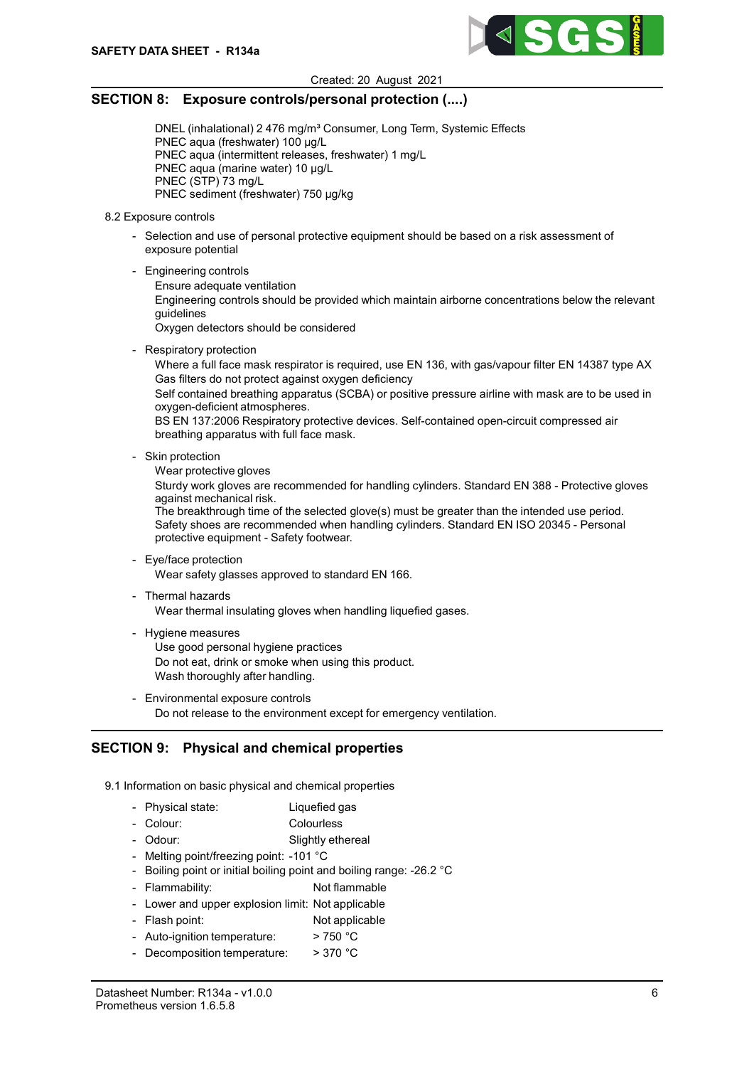## SECTION 8: Exposure controls/personal protection (....)

DNEL (inhalational) 2 476 mg/m³ Consumer, Long Term, Systemic Effects
PNEC aqua (freshwater) 100 µg/L
PNEC aqua (intermittent releases, freshwater) 1 mg/L
PNEC aqua (marine water) 10 µg/L
PNEC (STP) 73 mg/L
PNEC sediment (freshwater) 750 µg/kg

8.2 Exposure controls

- Selection and use of personal protective equipment should be based on a risk assessment of exposure potential
- Engineering controls
  Ensure adequate ventilation
  Engineering controls should be provided which maintain airborne concentrations below the relevant guidelines
  Oxygen detectors should be considered
- Respiratory protection
  Where a full face mask respirator is required, use EN 136, with gas/vapour filter EN 14387 type AX
  Gas filters do not protect against oxygen deficiency
  Self contained breathing apparatus (SCBA) or positive pressure airline with mask are to be used in oxygen-deficient atmospheres.
  BS EN 137:2006 Respiratory protective devices. Self-contained open-circuit compressed air breathing apparatus with full face mask.
- Skin protection
  Wear protective gloves
  Sturdy work gloves are recommended for handling cylinders. Standard EN 388 - Protective gloves against mechanical risk.
  The breakthrough time of the selected glove(s) must be greater than the intended use period.
  Safety shoes are recommended when handling cylinders. Standard EN ISO 20345 - Personal protective equipment - Safety footwear.
- Eye/face protection
  Wear safety glasses approved to standard EN 166.
- Thermal hazards
  Wear thermal insulating gloves when handling liquefied gases.
- Hygiene measures
  Use good personal hygiene practices
  Do not eat, drink or smoke when using this product.
  Wash thoroughly after handling.
- Environmental exposure controls
  Do not release to the environment except for emergency ventilation.

## SECTION 9: Physical and chemical properties

9.1 Information on basic physical and chemical properties

- Physical state: Liquefied gas
- Colour: Colourless
- Odour: Slightly ethereal
- Melting point/freezing point: -101 °C
- Boiling point or initial boiling point and boiling range: -26.2 °C
- Flammability: Not flammable
- Lower and upper explosion limit: Not applicable
- Flash point: Not applicable
- Auto-ignition temperature: > 750 °C
- Decomposition temperature: > 370 °C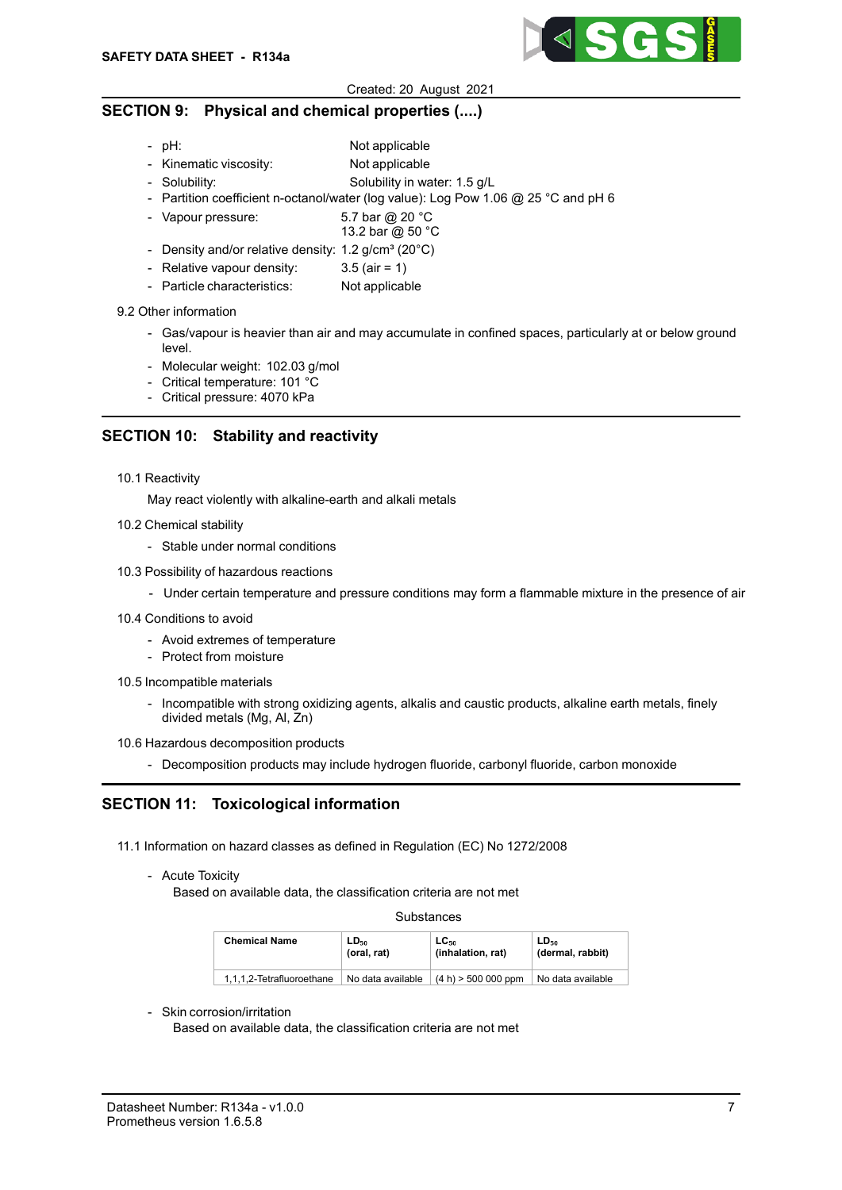## SECTION 9: Physical and chemical properties (....)

- pH: Not applicable
- Kinematic viscosity: Not applicable
- Solubility: Solubility in water: 1.5 g/L
- Partition coefficient n-octanol/water (log value): Log Pow 1.06 @ 25 °C and pH 6
- Vapour pressure: 5.7 bar @ 20 °C
  13.2 bar @ 50 °C
- Density and/or relative density: 1.2 g/cm³ (20°C)
- Relative vapour density: 3.5 (air = 1)
- Particle characteristics: Not applicable

9.2 Other information

- Gas/vapour is heavier than air and may accumulate in confined spaces, particularly at or below ground level.
- Molecular weight: 102.03 g/mol
- Critical temperature: 101 °C
- Critical pressure: 4070 kPa

## SECTION 10: Stability and reactivity

10.1 Reactivity

May react violently with alkaline-earth and alkali metals

10.2 Chemical stability

- Stable under normal conditions

10.3 Possibility of hazardous reactions

- Under certain temperature and pressure conditions may form a flammable mixture in the presence of air

10.4 Conditions to avoid

- Avoid extremes of temperature
- Protect from moisture

10.5 Incompatible materials

- Incompatible with strong oxidizing agents, alkalis and caustic products, alkaline earth metals, finely divided metals (Mg, Al, Zn)

10.6 Hazardous decomposition products

- Decomposition products may include hydrogen fluoride, carbonyl fluoride, carbon monoxide

## SECTION 11: Toxicological information

11.1 Information on hazard classes as defined in Regulation (EC) No 1272/2008

- Acute Toxicity
  Based on available data, the classification criteria are not met

Substances

| Chemical Name | $LD_{50}$ (oral, rat) | $LC_{50}$ (inhalation, rat) | $LD_{50}$ (dermal, rabbit) |
|---|---|---|---|
| 1,1,1,2-Tetrafluoroethane | No data available | (4 h) > 500 000 ppm | No data available |

- Skin corrosion/irritation
  Based on available data, the classification criteria are not met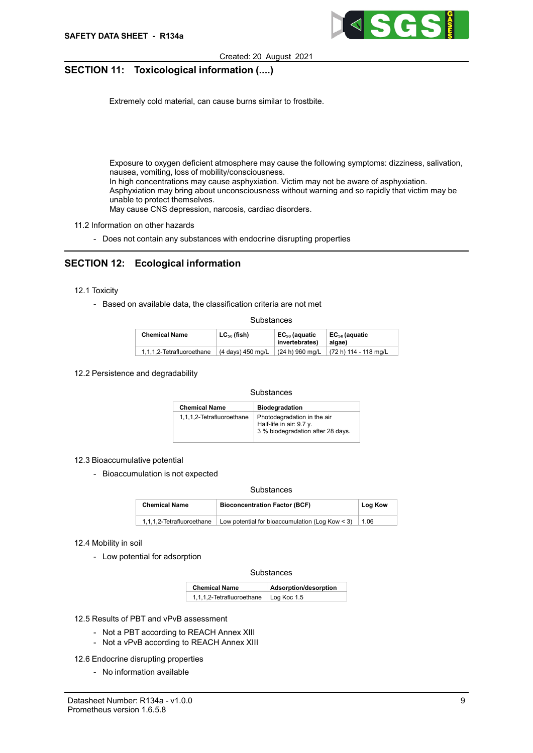## SECTION 11: Toxicological information (....)

Extremely cold material, can cause burns similar to frostbite.

Exposure to oxygen deficient atmosphere may cause the following symptoms: dizziness, salivation, nausea, vomiting, loss of mobility/consciousness.
In high concentrations may cause asphyxiation. Victim may not be aware of asphyxiation.
Asphyxiation may bring about unconsciousness without warning and so rapidly that victim may be unable to protect themselves.
May cause CNS depression, narcosis, cardiac disorders.

11.2 Information on other hazards

- Does not contain any substances with endocrine disrupting properties

## SECTION 12: Ecological information

12.1 Toxicity

- Based on available data, the classification criteria are not met

Substances

| Chemical Name | $LC_{50}$ (fish) | $EC_{50}$ (aquatic invertebrates) | $EC_{50}$ (aquatic algae) |
|---|---|---|---|
| 1,1,1,2-Tetrafluoroethane | (4 days) 450 mg/L | (24 h) 960 mg/L | (72 h) 114 - 118 mg/L |

12.2 Persistence and degradability

Substances

| Chemical Name | Biodegradation |
|---|---|
| 1,1,1,2-Tetrafluoroethane | Photodegradation in the air<br>Half-life in air: 9.7 y.<br>3 % biodegradation after 28 days. |

12.3 Bioaccumulative potential

- Bioaccumulation is not expected

Substances

| Chemical Name | Bioconcentration Factor (BCF) | Log Kow |
|---|---|---|
| 1,1,1,2-Tetrafluoroethane | Low potential for bioaccumulation (Log Kow < 3) | 1.06 |

12.4 Mobility in soil

- Low potential for adsorption

Substances

| Chemical Name | Adsorption/desorption |
|---|---|
| 1,1,1,2-Tetrafluoroethane | Log Koc 1.5 |

12.5 Results of PBT and vPvB assessment

- Not a PBT according to REACH Annex XIII
- Not a vPvB according to REACH Annex XIII

12.6 Endocrine disrupting properties

- No information available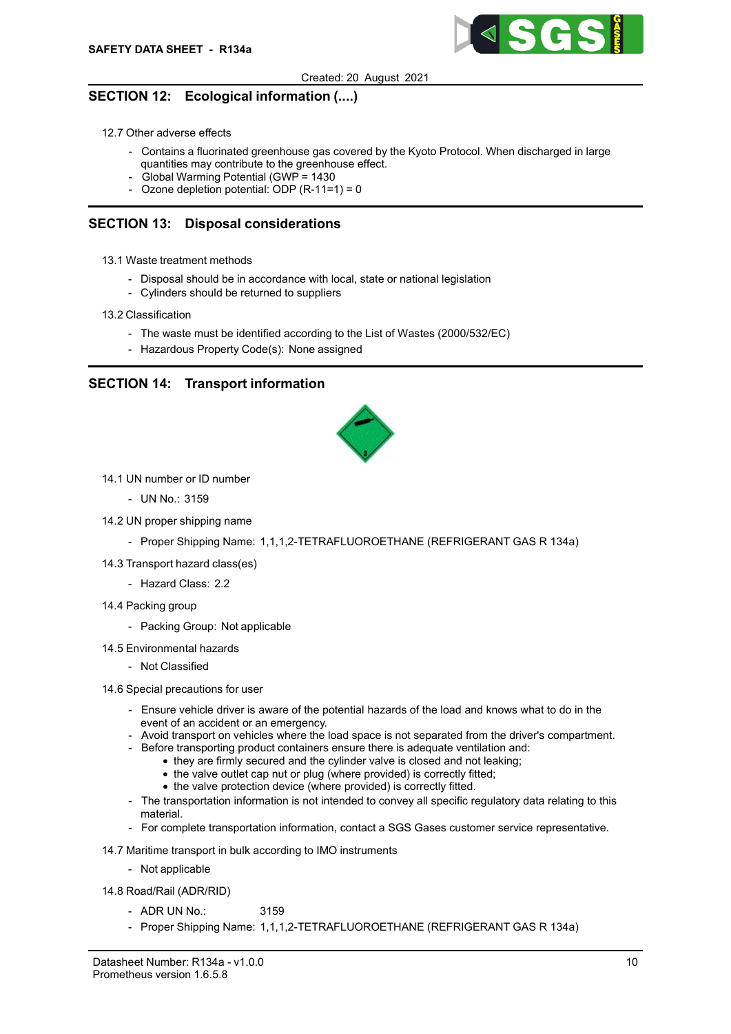## SECTION 12: Ecological information (....)

12.7 Other adverse effects

- Contains a fluorinated greenhouse gas covered by the Kyoto Protocol. When discharged in large quantities may contribute to the greenhouse effect.
- Global Warming Potential (GWP = 1430
- Ozone depletion potential: ODP (R-11=1) = 0

## SECTION 13: Disposal considerations

13.1 Waste treatment methods

- Disposal should be in accordance with local, state or national legislation
- Cylinders should be returned to suppliers

13.2 Classification

- The waste must be identified according to the List of Wastes (2000/532/EC)
- Hazardous Property Code(s): None assigned

## SECTION 14: Transport information

14.1 UN number or ID number

- UN No.: 3159

14.2 UN proper shipping name

- Proper Shipping Name: 1,1,1,2-TETRAFLUOROETHANE (REFRIGERANT GAS R 134a)

14.3 Transport hazard class(es)

- Hazard Class: 2.2

14.4 Packing group

- Packing Group: Not applicable

14.5 Environmental hazards

- Not Classified

14.6 Special precautions for user

- Ensure vehicle driver is aware of the potential hazards of the load and knows what to do in the event of an accident or an emergency.
- Avoid transport on vehicles where the load space is not separated from the driver's compartment.
- Before transporting product containers ensure there is adequate ventilation and:
  - they are firmly secured and the cylinder valve is closed and not leaking;
  - the valve outlet cap nut or plug (where provided) is correctly fitted;
  - the valve protection device (where provided) is correctly fitted.
- The transportation information is not intended to convey all specific regulatory data relating to this material.
- For complete transportation information, contact a SGS Gases customer service representative.

14.7 Maritime transport in bulk according to IMO instruments

- Not applicable

14.8 Road/Rail (ADR/RID)

- ADR UN No.: 3159
- Proper Shipping Name: 1,1,1,2-TETRAFLUOROETHANE (REFRIGERANT GAS R 134a)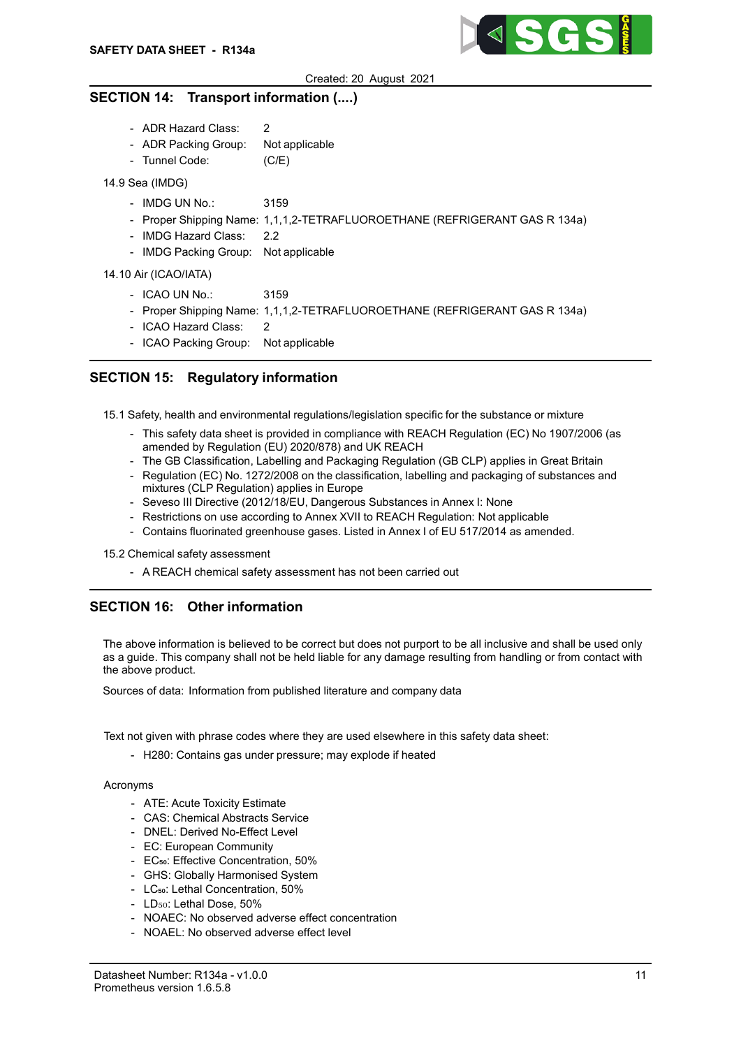Created: 20 August 2021

## SECTION 14: Transport information (....)

- ADR Hazard Class: 2
- ADR Packing Group: Not applicable
- Tunnel Code: (C/E)

14.9 Sea (IMDG)

- IMDG UN No.: 3159
- Proper Shipping Name: 1,1,1,2-TETRAFLUOROETHANE (REFRIGERANT GAS R 134a)
- IMDG Hazard Class: 2.2
- IMDG Packing Group: Not applicable

14.10 Air (ICAO/IATA)

- ICAO UN No.: 3159
- Proper Shipping Name: 1,1,1,2-TETRAFLUOROETHANE (REFRIGERANT GAS R 134a)
- ICAO Hazard Class: 2
- ICAO Packing Group: Not applicable

## SECTION 15: Regulatory information

15.1 Safety, health and environmental regulations/legislation specific for the substance or mixture

- This safety data sheet is provided in compliance with REACH Regulation (EC) No 1907/2006 (as amended by Regulation (EU) 2020/878) and UK REACH
- The GB Classification, Labelling and Packaging Regulation (GB CLP) applies in Great Britain
- Regulation (EC) No. 1272/2008 on the classification, labelling and packaging of substances and mixtures (CLP Regulation) applies in Europe
- Seveso III Directive (2012/18/EU, Dangerous Substances in Annex I: None
- Restrictions on use according to Annex XVII to REACH Regulation: Not applicable
- Contains fluorinated greenhouse gases. Listed in Annex I of EU 517/2014 as amended.

15.2 Chemical safety assessment

- A REACH chemical safety assessment has not been carried out

## SECTION 16: Other information

The above information is believed to be correct but does not purport to be all inclusive and shall be used only as a guide. This company shall not be held liable for any damage resulting from handling or from contact with the above product.

Sources of data: Information from published literature and company data

Text not given with phrase codes where they are used elsewhere in this safety data sheet:

- H280: Contains gas under pressure; may explode if heated

Acronyms

- ATE: Acute Toxicity Estimate
- CAS: Chemical Abstracts Service
- DNEL: Derived No-Effect Level
- EC: European Community
- $EC_{50}$: Effective Concentration, 50%
- GHS: Globally Harmonised System
- $LC_{50}$: Lethal Concentration, 50%
- $LD_{50}$: Lethal Dose, 50%
- NOAEC: No observed adverse effect concentration
- NOAEL: No observed adverse effect level

Datasheet Number: R134a - v1.0.0
Prometheus version 1.6.5.8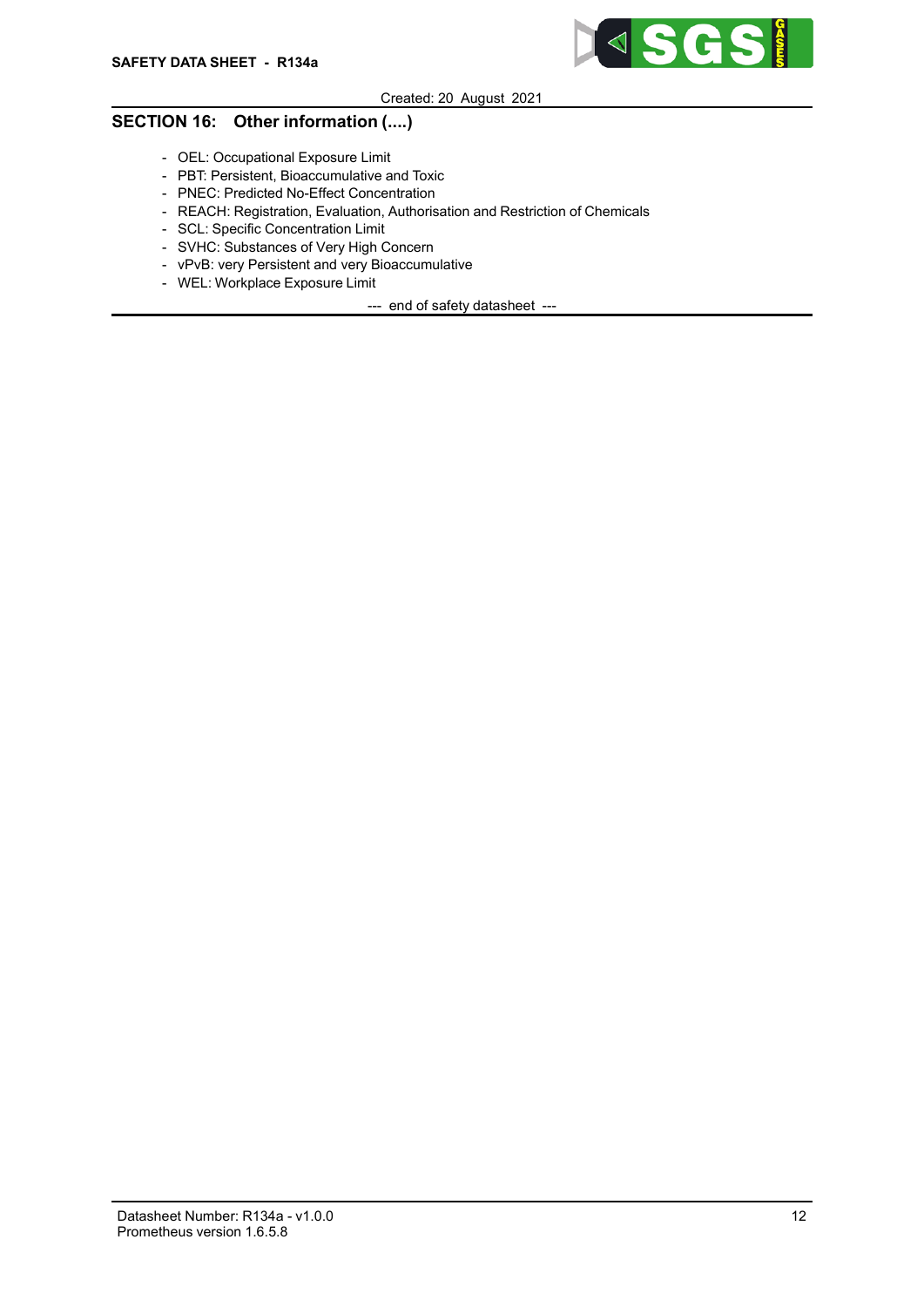## SECTION 16: Other information (....)

- OEL: Occupational Exposure Limit
- PBT: Persistent, Bioaccumulative and Toxic
- PNEC: Predicted No-Effect Concentration
- REACH: Registration, Evaluation, Authorisation and Restriction of Chemicals
- SCL: Specific Concentration Limit
- SVHC: Substances of Very High Concern
- vPvB: very Persistent and very Bioaccumulative
- WEL: Workplace Exposure Limit

--- end of safety datasheet ---